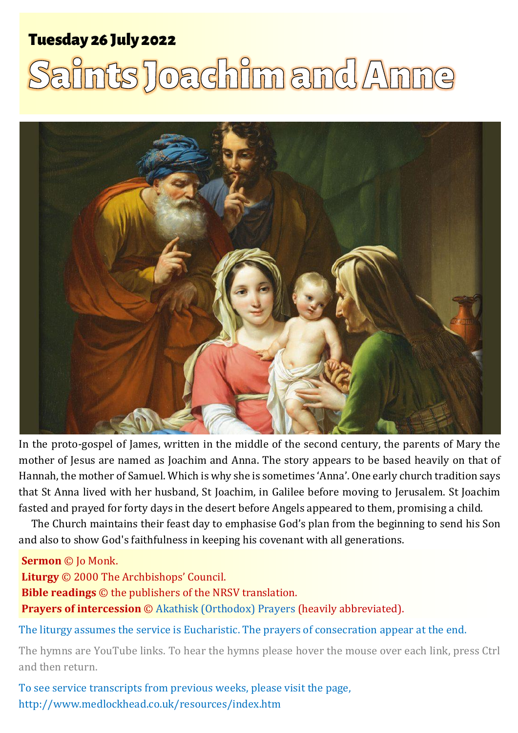**Tuesday 26 July 2022**

# Saints Joachim and Anne

In the proto-gospel of James, written in the middle of the second century, the parents of Mary the mother of Jesus are named as Joachim and Anna. The story appears to be based heavily on that of Hannah, the mother of Samuel. Which is why she is sometimes 'Anna'. One early church tradition says that St Anna lived with her husband, St Joachim, in Galilee before moving to Jerusalem. St Joachim fasted and prayed for forty days in the desert before Angels appeared to them, promising a child.

The Church maintains their feast day to emphasise God's plan from the beginning to send his Son and also to show God's faithfulness in keeping his covenant with all generations.

**Sermon** © Jo Monk.
**Liturgy** © 2000 The Archbishops' Council.
**Bible readings** © the publishers of the NRSV translation.
**Prayers of intercession** © Akathisk (Orthodox) Prayers (heavily abbreviated).

The liturgy assumes the service is Eucharistic. The prayers of consecration appear at the end.

The hymns are YouTube links. To hear the hymns please hover the mouse over each link, press Ctrl and then return.

To see service transcripts from previous weeks, please visit the page,
http://www.medlockhead.co.uk/resources/index.htm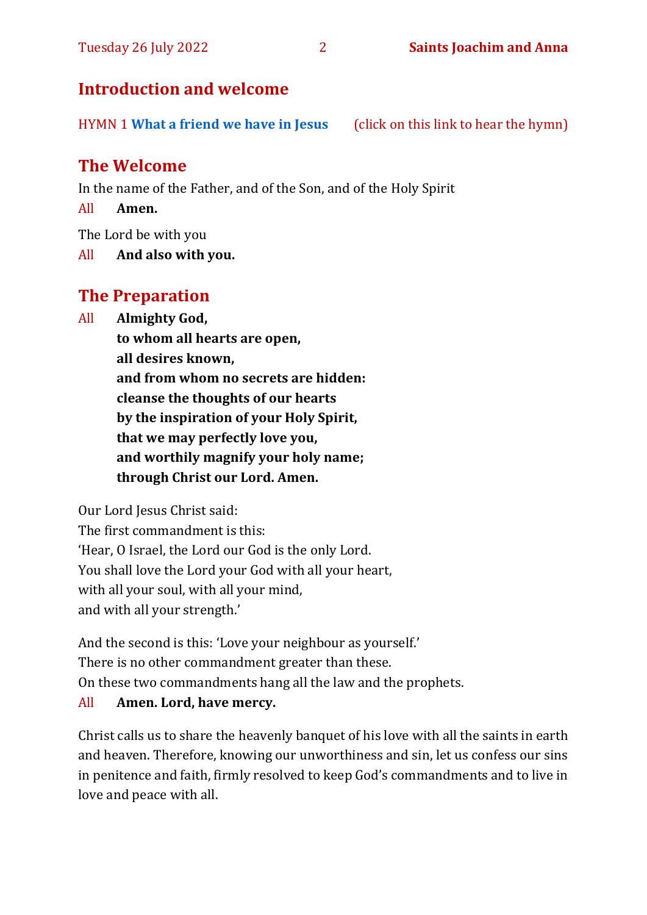## Introduction and welcome

HYMN 1 **What a friend we have in Jesus** (click on this link to hear the hymn)

## The Welcome

In the name of the Father, and of the Son, and of the Holy Spirit

All **Amen.**

The Lord be with you

All **And also with you.**

## The Preparation

All **Almighty God,**
**to whom all hearts are open,**
**all desires known,**
**and from whom no secrets are hidden:**
**cleanse the thoughts of our hearts**
**by the inspiration of your Holy Spirit,**
**that we may perfectly love you,**
**and worthily magnify your holy name;**
**through Christ our Lord. Amen.**

Our Lord Jesus Christ said:
The first commandment is this:
'Hear, O Israel, the Lord our God is the only Lord.
You shall love the Lord your God with all your heart,
with all your soul, with all your mind,
and with all your strength.'

And the second is this: 'Love your neighbour as yourself.'
There is no other commandment greater than these.
On these two commandments hang all the law and the prophets.

All **Amen. Lord, have mercy.**

Christ calls us to share the heavenly banquet of his love with all the saints in earth and heaven. Therefore, knowing our unworthiness and sin, let us confess our sins in penitence and faith, firmly resolved to keep God's commandments and to live in love and peace with all.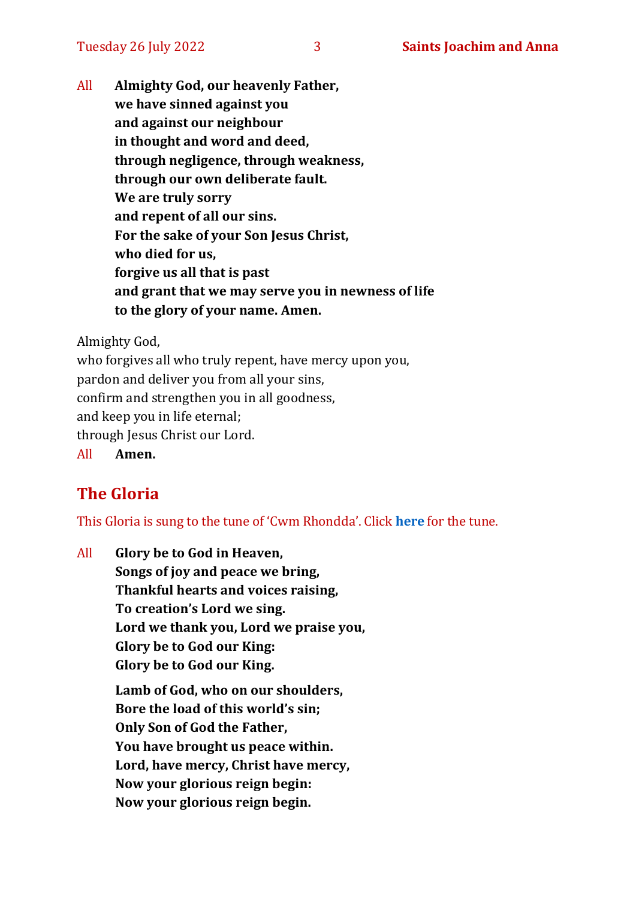All **Almighty God, our heavenly Father,**
**we have sinned against you**
**and against our neighbour**
**in thought and word and deed,**
**through negligence, through weakness,**
**through our own deliberate fault.**
**We are truly sorry**
**and repent of all our sins.**
**For the sake of your Son Jesus Christ,**
**who died for us,**
**forgive us all that is past**
**and grant that we may serve you in newness of life**
**to the glory of your name. Amen.**

Almighty God,
who forgives all who truly repent, have mercy upon you,
pardon and deliver you from all your sins,
confirm and strengthen you in all goodness,
and keep you in life eternal;
through Jesus Christ our Lord.
All **Amen.**

## The Gloria

This Gloria is sung to the tune of 'Cwm Rhondda'. Click **here** for the tune.

All **Glory be to God in Heaven,**
**Songs of joy and peace we bring,**
**Thankful hearts and voices raising,**
**To creation's Lord we sing.**
**Lord we thank you, Lord we praise you,**
**Glory be to God our King:**
**Glory be to God our King.**

**Lamb of God, who on our shoulders,**
**Bore the load of this world's sin;**
**Only Son of God the Father,**
**You have brought us peace within.**
**Lord, have mercy, Christ have mercy,**
**Now your glorious reign begin:**
**Now your glorious reign begin.**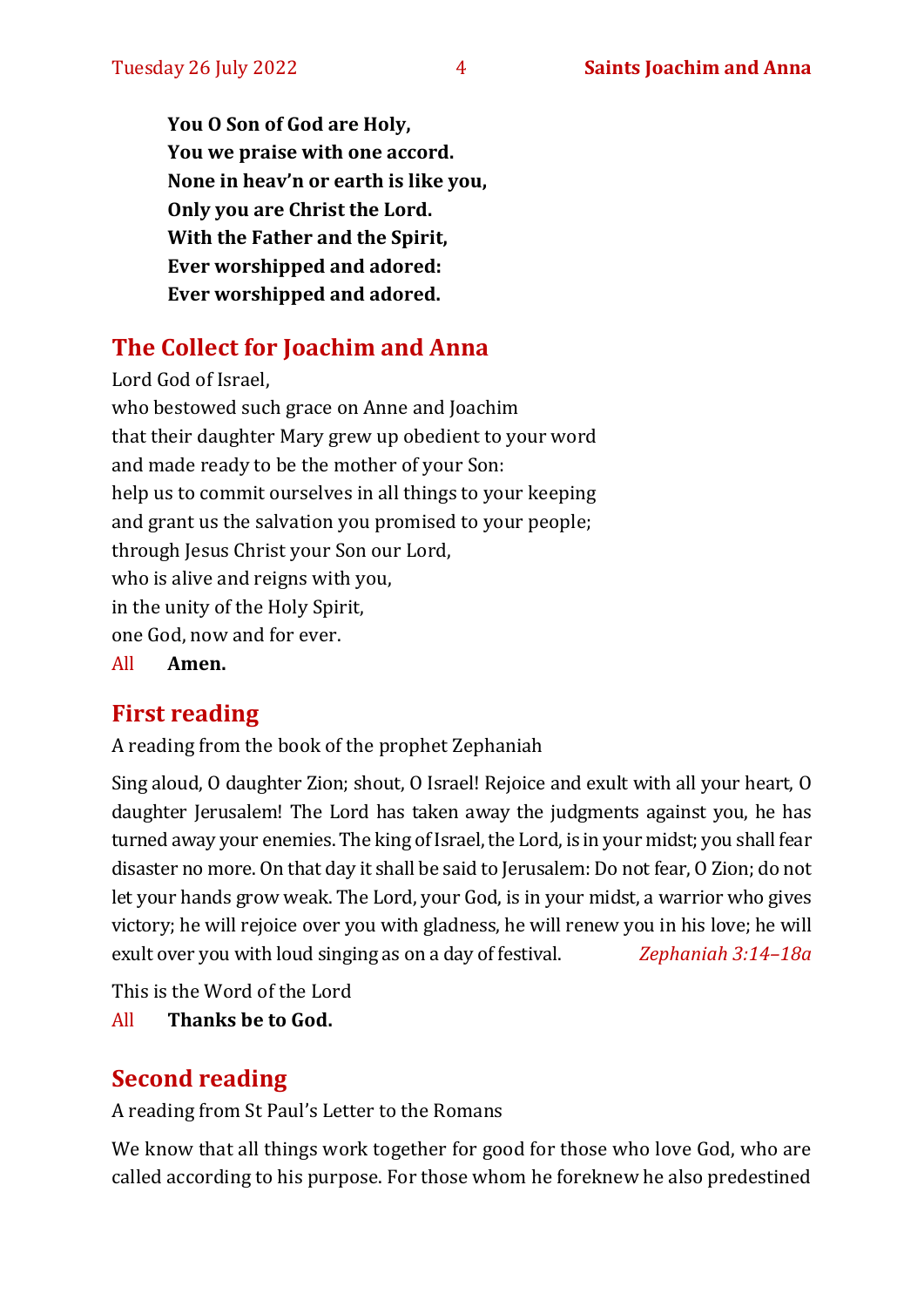**You O Son of God are Holy,**
**You we praise with one accord.**
**None in heav'n or earth is like you,**
**Only you are Christ the Lord.**
**With the Father and the Spirit,**
**Ever worshipped and adored:**
**Ever worshipped and adored.**

## The Collect for Joachim and Anna

Lord God of Israel,
who bestowed such grace on Anne and Joachim
that their daughter Mary grew up obedient to your word
and made ready to be the mother of your Son:
help us to commit ourselves in all things to your keeping
and grant us the salvation you promised to your people;
through Jesus Christ your Son our Lord,
who is alive and reigns with you,
in the unity of the Holy Spirit,
one God, now and for ever.

All **Amen.**

## First reading

A reading from the book of the prophet Zephaniah

Sing aloud, O daughter Zion; shout, O Israel! Rejoice and exult with all your heart, O daughter Jerusalem! The Lord has taken away the judgments against you, he has turned away your enemies. The king of Israel, the Lord, is in your midst; you shall fear disaster no more. On that day it shall be said to Jerusalem: Do not fear, O Zion; do not let your hands grow weak. The Lord, your God, is in your midst, a warrior who gives victory; he will rejoice over you with gladness, he will renew you in his love; he will exult over you with loud singing as on a day of festival. *Zephaniah 3:14–18a*

This is the Word of the Lord

All **Thanks be to God.**

## Second reading

A reading from St Paul's Letter to the Romans

We know that all things work together for good for those who love God, who are called according to his purpose. For those whom he foreknew he also predestined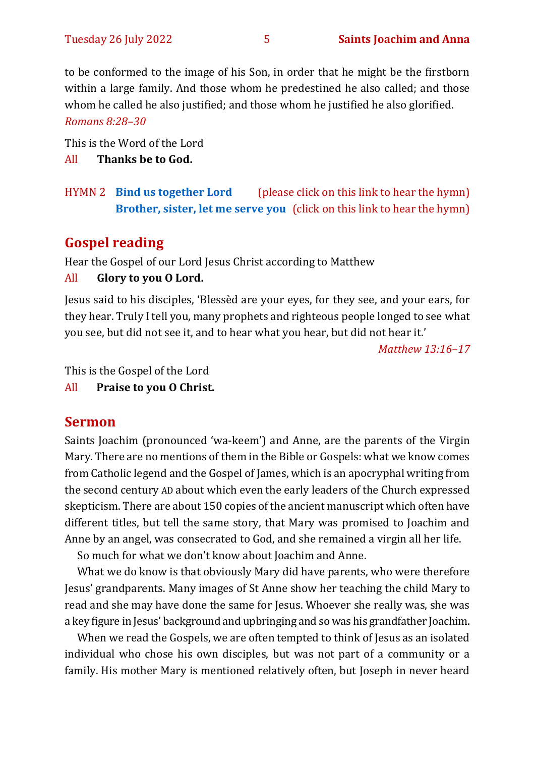to be conformed to the image of his Son, in order that he might be the firstborn within a large family. And those whom he predestined he also called; and those whom he called he also justified; and those whom he justified he also glorified. *Romans 8:28–30*

This is the Word of the Lord
All **Thanks be to God.**

HYMN 2 **Bind us together Lord** (please click on this link to hear the hymn)
**Brother, sister, let me serve you** (click on this link to hear the hymn)

## Gospel reading

Hear the Gospel of our Lord Jesus Christ according to Matthew
All **Glory to you O Lord.**

Jesus said to his disciples, 'Blessèd are your eyes, for they see, and your ears, for they hear. Truly I tell you, many prophets and righteous people longed to see what you see, but did not see it, and to hear what you hear, but did not hear it.'

*Matthew 13:16–17*

This is the Gospel of the Lord
All **Praise to you O Christ.**

## Sermon

Saints Joachim (pronounced 'wa-keem') and Anne, are the parents of the Virgin Mary. There are no mentions of them in the Bible or Gospels: what we know comes from Catholic legend and the Gospel of James, which is an apocryphal writing from the second century AD about which even the early leaders of the Church expressed skepticism. There are about 150 copies of the ancient manuscript which often have different titles, but tell the same story, that Mary was promised to Joachim and Anne by an angel, was consecrated to God, and she remained a virgin all her life.

So much for what we don't know about Joachim and Anne.

What we do know is that obviously Mary did have parents, who were therefore Jesus' grandparents. Many images of St Anne show her teaching the child Mary to read and she may have done the same for Jesus. Whoever she really was, she was a key figure in Jesus' background and upbringing and so was his grandfather Joachim.

When we read the Gospels, we are often tempted to think of Jesus as an isolated individual who chose his own disciples, but was not part of a community or a family. His mother Mary is mentioned relatively often, but Joseph in never heard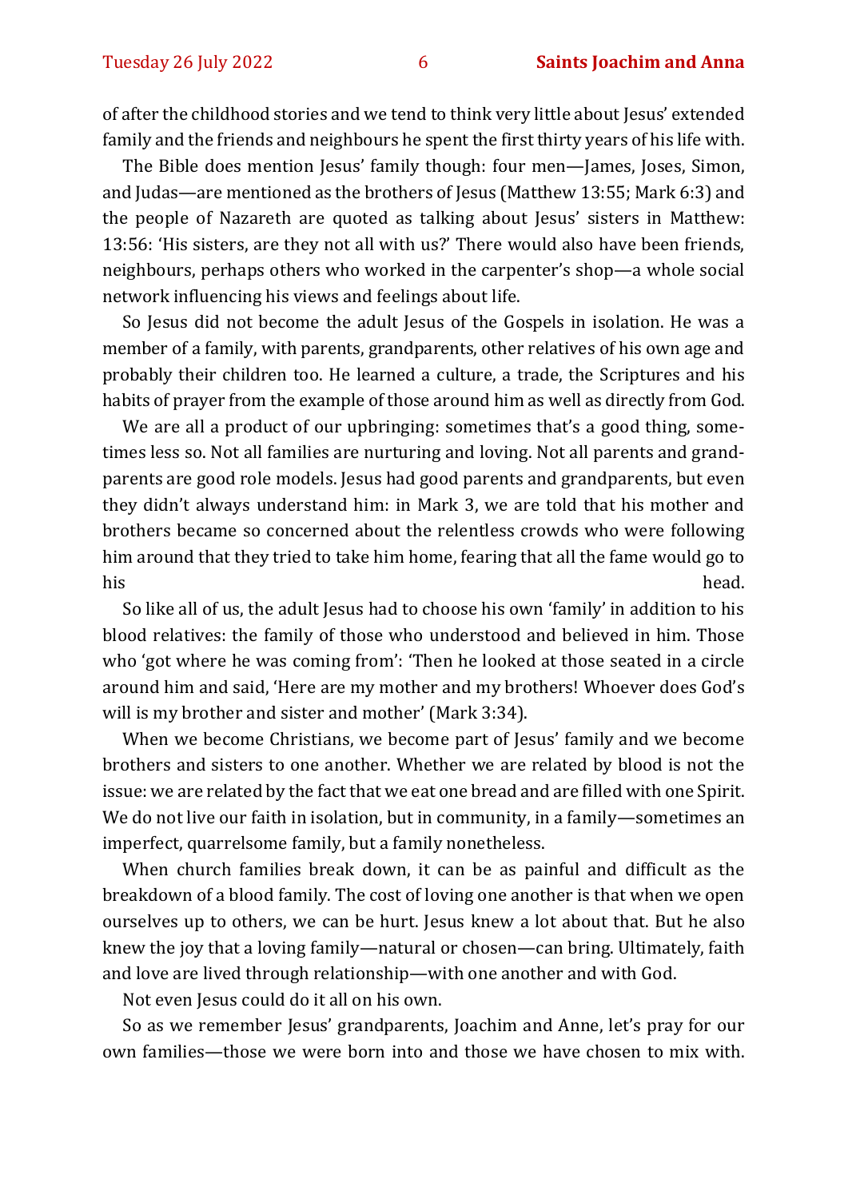of after the childhood stories and we tend to think very little about Jesus' extended family and the friends and neighbours he spent the first thirty years of his life with.

The Bible does mention Jesus' family though: four men—James, Joses, Simon, and Judas—are mentioned as the brothers of Jesus (Matthew 13:55; Mark 6:3) and the people of Nazareth are quoted as talking about Jesus' sisters in Matthew: 13:56: 'His sisters, are they not all with us?' There would also have been friends, neighbours, perhaps others who worked in the carpenter's shop—a whole social network influencing his views and feelings about life.

So Jesus did not become the adult Jesus of the Gospels in isolation. He was a member of a family, with parents, grandparents, other relatives of his own age and probably their children too. He learned a culture, a trade, the Scriptures and his habits of prayer from the example of those around him as well as directly from God.

We are all a product of our upbringing: sometimes that's a good thing, sometimes less so. Not all families are nurturing and loving. Not all parents and grandparents are good role models. Jesus had good parents and grandparents, but even they didn't always understand him: in Mark 3, we are told that his mother and brothers became so concerned about the relentless crowds who were following him around that they tried to take him home, fearing that all the fame would go to his head.

So like all of us, the adult Jesus had to choose his own 'family' in addition to his blood relatives: the family of those who understood and believed in him. Those who 'got where he was coming from': 'Then he looked at those seated in a circle around him and said, 'Here are my mother and my brothers! Whoever does God's will is my brother and sister and mother' (Mark 3:34).

When we become Christians, we become part of Jesus' family and we become brothers and sisters to one another. Whether we are related by blood is not the issue: we are related by the fact that we eat one bread and are filled with one Spirit. We do not live our faith in isolation, but in community, in a family—sometimes an imperfect, quarrelsome family, but a family nonetheless.

When church families break down, it can be as painful and difficult as the breakdown of a blood family. The cost of loving one another is that when we open ourselves up to others, we can be hurt. Jesus knew a lot about that. But he also knew the joy that a loving family—natural or chosen—can bring. Ultimately, faith and love are lived through relationship—with one another and with God.

Not even Jesus could do it all on his own.

So as we remember Jesus' grandparents, Joachim and Anne, let's pray for our own families—those we were born into and those we have chosen to mix with.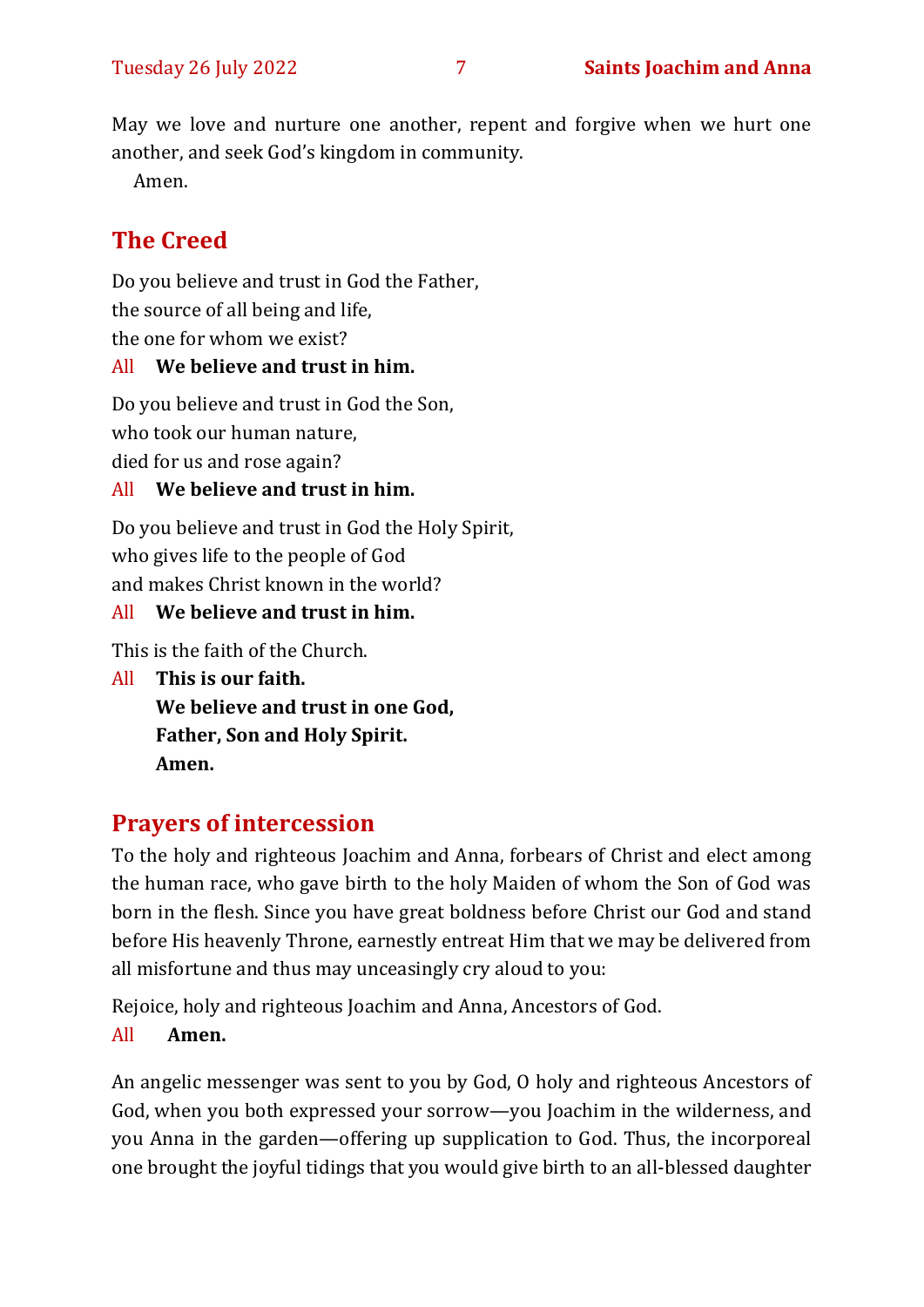May we love and nurture one another, repent and forgive when we hurt one another, and seek God's kingdom in community.

Amen.

## The Creed

Do you believe and trust in God the Father,
the source of all being and life,
the one for whom we exist?

All **We believe and trust in him.**

Do you believe and trust in God the Son,
who took our human nature,
died for us and rose again?

All **We believe and trust in him.**

Do you believe and trust in God the Holy Spirit,
who gives life to the people of God
and makes Christ known in the world?

All **We believe and trust in him.**

This is the faith of the Church.

All **This is our faith.**
**We believe and trust in one God,**
**Father, Son and Holy Spirit.**
**Amen.**

## Prayers of intercession

To the holy and righteous Joachim and Anna, forbears of Christ and elect among the human race, who gave birth to the holy Maiden of whom the Son of God was born in the flesh. Since you have great boldness before Christ our God and stand before His heavenly Throne, earnestly entreat Him that we may be delivered from all misfortune and thus may unceasingly cry aloud to you:

Rejoice, holy and righteous Joachim and Anna, Ancestors of God.

All **Amen.**

An angelic messenger was sent to you by God, O holy and righteous Ancestors of God, when you both expressed your sorrow—you Joachim in the wilderness, and you Anna in the garden—offering up supplication to God. Thus, the incorporeal one brought the joyful tidings that you would give birth to an all-blessed daughter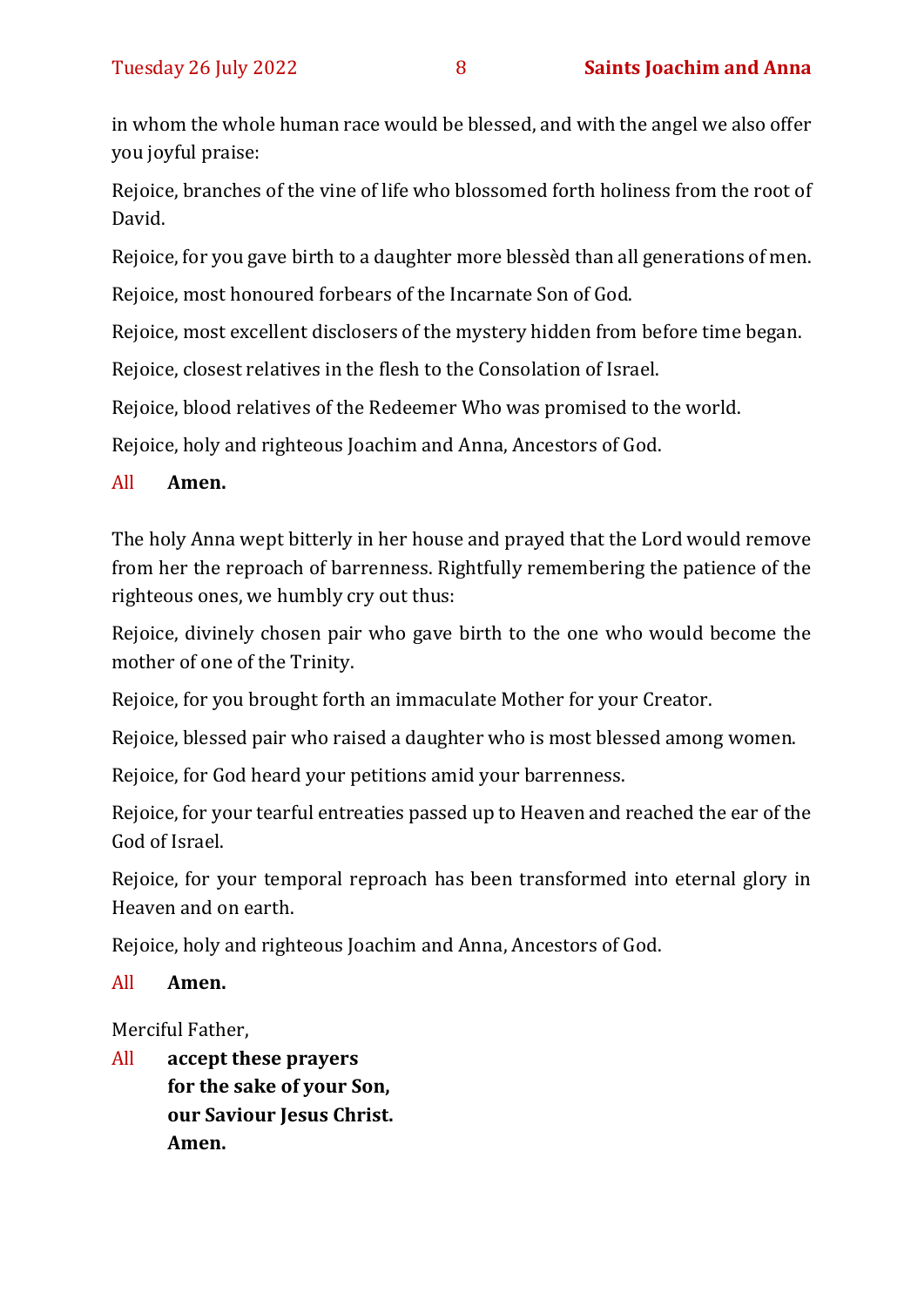in whom the whole human race would be blessed, and with the angel we also offer you joyful praise:

Rejoice, branches of the vine of life who blossomed forth holiness from the root of David.

Rejoice, for you gave birth to a daughter more blessèd than all generations of men.

Rejoice, most honoured forbears of the Incarnate Son of God.

Rejoice, most excellent disclosers of the mystery hidden from before time began.

Rejoice, closest relatives in the flesh to the Consolation of Israel.

Rejoice, blood relatives of the Redeemer Who was promised to the world.

Rejoice, holy and righteous Joachim and Anna, Ancestors of God.

All **Amen.**

The holy Anna wept bitterly in her house and prayed that the Lord would remove from her the reproach of barrenness. Rightfully remembering the patience of the righteous ones, we humbly cry out thus:

Rejoice, divinely chosen pair who gave birth to the one who would become the mother of one of the Trinity.

Rejoice, for you brought forth an immaculate Mother for your Creator.

Rejoice, blessed pair who raised a daughter who is most blessed among women.

Rejoice, for God heard your petitions amid your barrenness.

Rejoice, for your tearful entreaties passed up to Heaven and reached the ear of the God of Israel.

Rejoice, for your temporal reproach has been transformed into eternal glory in Heaven and on earth.

Rejoice, holy and righteous Joachim and Anna, Ancestors of God.

All **Amen.**

Merciful Father,

All **accept these prayers**
**for the sake of your Son,**
**our Saviour Jesus Christ.**
**Amen.**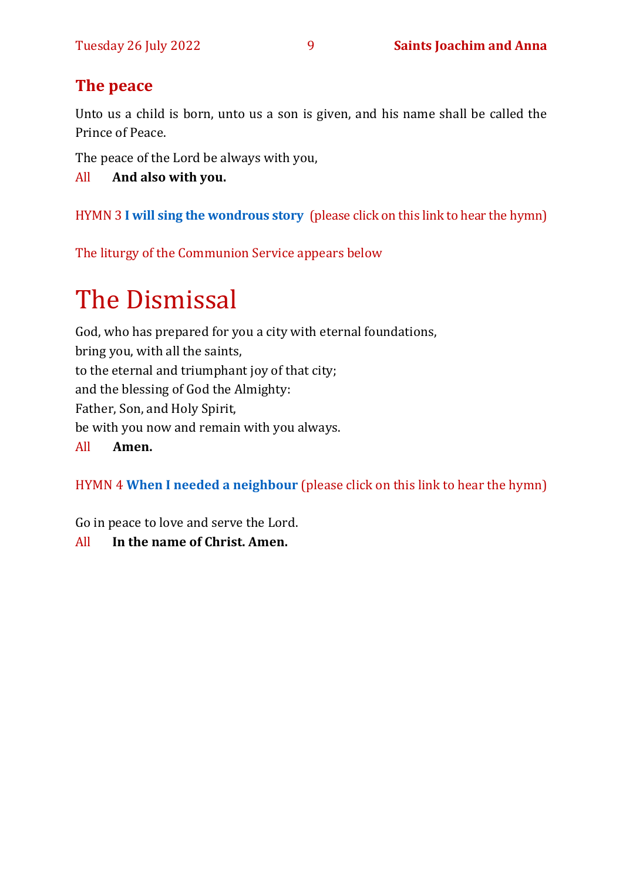## The peace

Unto us a child is born, unto us a son is given, and his name shall be called the Prince of Peace.

The peace of the Lord be always with you,

All **And also with you.**

HYMN 3 **I will sing the wondrous story** (please click on this link to hear the hymn)

The liturgy of the Communion Service appears below

# The Dismissal

God, who has prepared for you a city with eternal foundations,
bring you, with all the saints,
to the eternal and triumphant joy of that city;
and the blessing of God the Almighty:
Father, Son, and Holy Spirit,
be with you now and remain with you always.

All **Amen.**

HYMN 4 **When I needed a neighbour** (please click on this link to hear the hymn)

Go in peace to love and serve the Lord.

All **In the name of Christ. Amen.**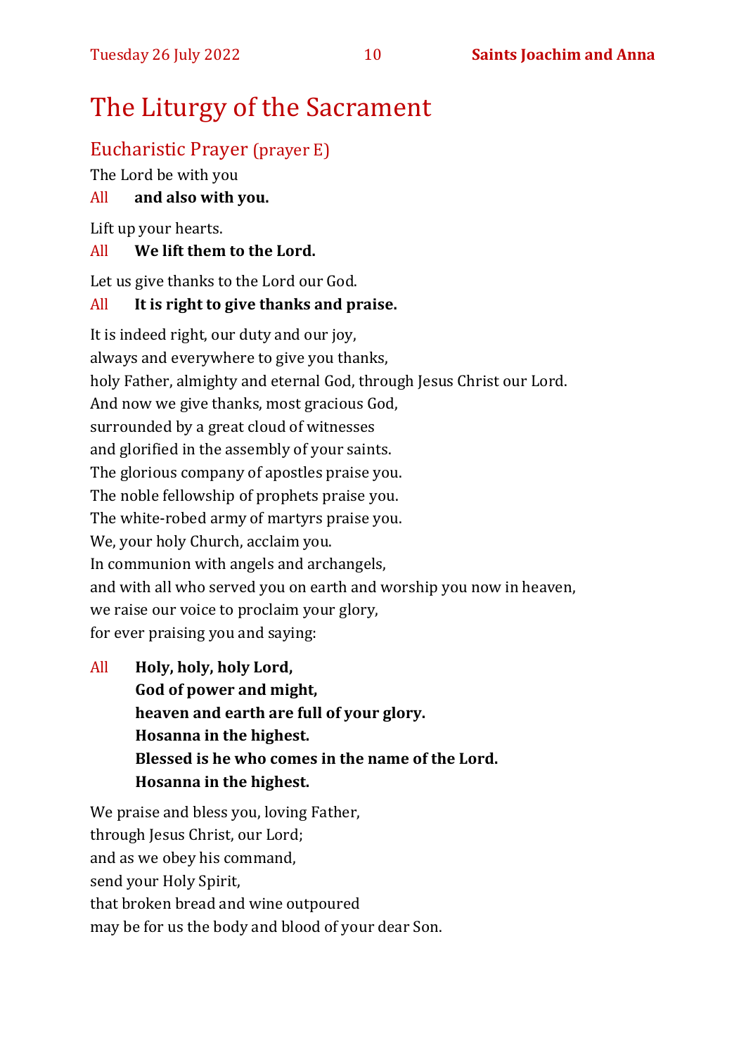# The Liturgy of the Sacrament

## Eucharistic Prayer (prayer E)

The Lord be with you

All **and also with you.**

Lift up your hearts.

All **We lift them to the Lord.**

Let us give thanks to the Lord our God.

All **It is right to give thanks and praise.**

It is indeed right, our duty and our joy,
always and everywhere to give you thanks,
holy Father, almighty and eternal God, through Jesus Christ our Lord.
And now we give thanks, most gracious God,
surrounded by a great cloud of witnesses
and glorified in the assembly of your saints.
The glorious company of apostles praise you.
The noble fellowship of prophets praise you.
The white-robed army of martyrs praise you.
We, your holy Church, acclaim you.
In communion with angels and archangels,
and with all who served you on earth and worship you now in heaven,
we raise our voice to proclaim your glory,
for ever praising you and saying:

All **Holy, holy, holy Lord,**
**God of power and might,**
**heaven and earth are full of your glory.**
**Hosanna in the highest.**
**Blessed is he who comes in the name of the Lord.**
**Hosanna in the highest.**

We praise and bless you, loving Father,
through Jesus Christ, our Lord;
and as we obey his command,
send your Holy Spirit,
that broken bread and wine outpoured
may be for us the body and blood of your dear Son.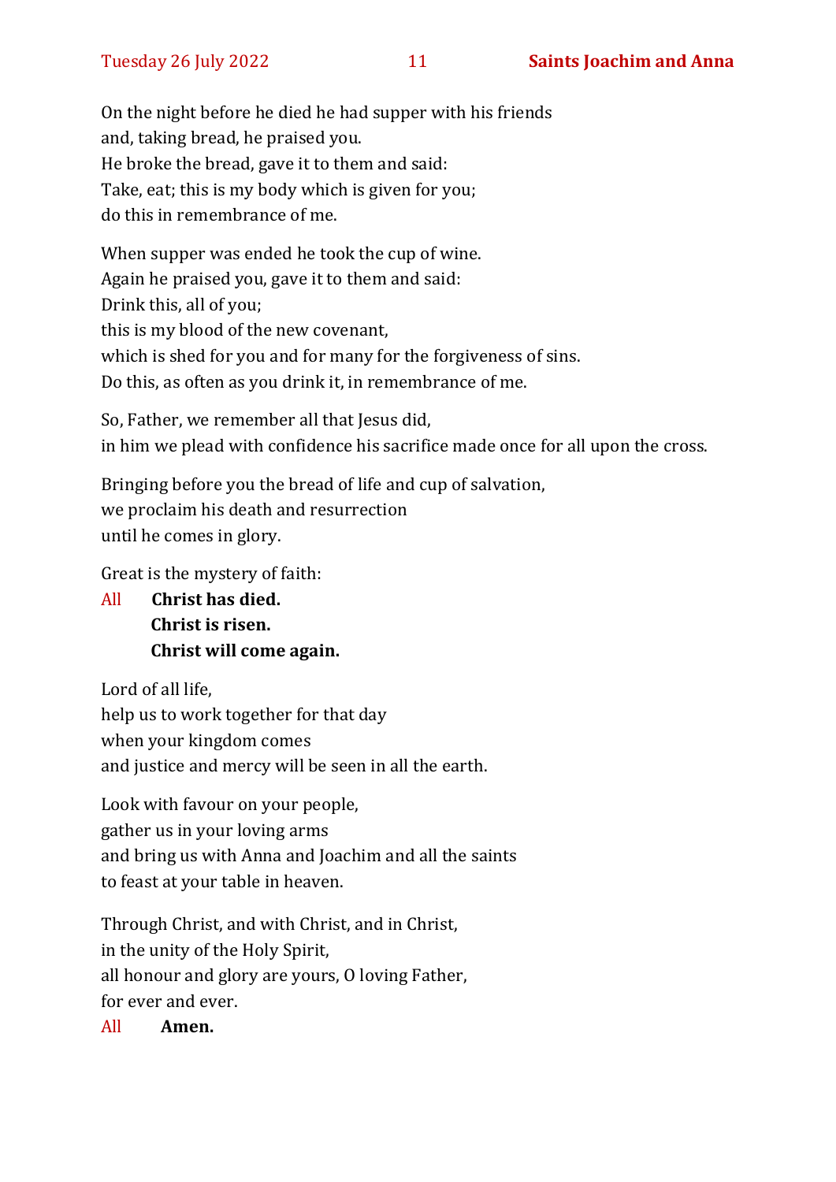On the night before he died he had supper with his friends
and, taking bread, he praised you.
He broke the bread, gave it to them and said:
Take, eat; this is my body which is given for you;
do this in remembrance of me.

When supper was ended he took the cup of wine.
Again he praised you, gave it to them and said:
Drink this, all of you;
this is my blood of the new covenant,
which is shed for you and for many for the forgiveness of sins.
Do this, as often as you drink it, in remembrance of me.

So, Father, we remember all that Jesus did,
in him we plead with confidence his sacrifice made once for all upon the cross.

Bringing before you the bread of life and cup of salvation,
we proclaim his death and resurrection
until he comes in glory.

Great is the mystery of faith:

All **Christ has died.**
**Christ is risen.**
**Christ will come again.**

Lord of all life,
help us to work together for that day
when your kingdom comes
and justice and mercy will be seen in all the earth.

Look with favour on your people,
gather us in your loving arms
and bring us with Anna and Joachim and all the saints
to feast at your table in heaven.

Through Christ, and with Christ, and in Christ,
in the unity of the Holy Spirit,
all honour and glory are yours, O loving Father,
for ever and ever.

All **Amen.**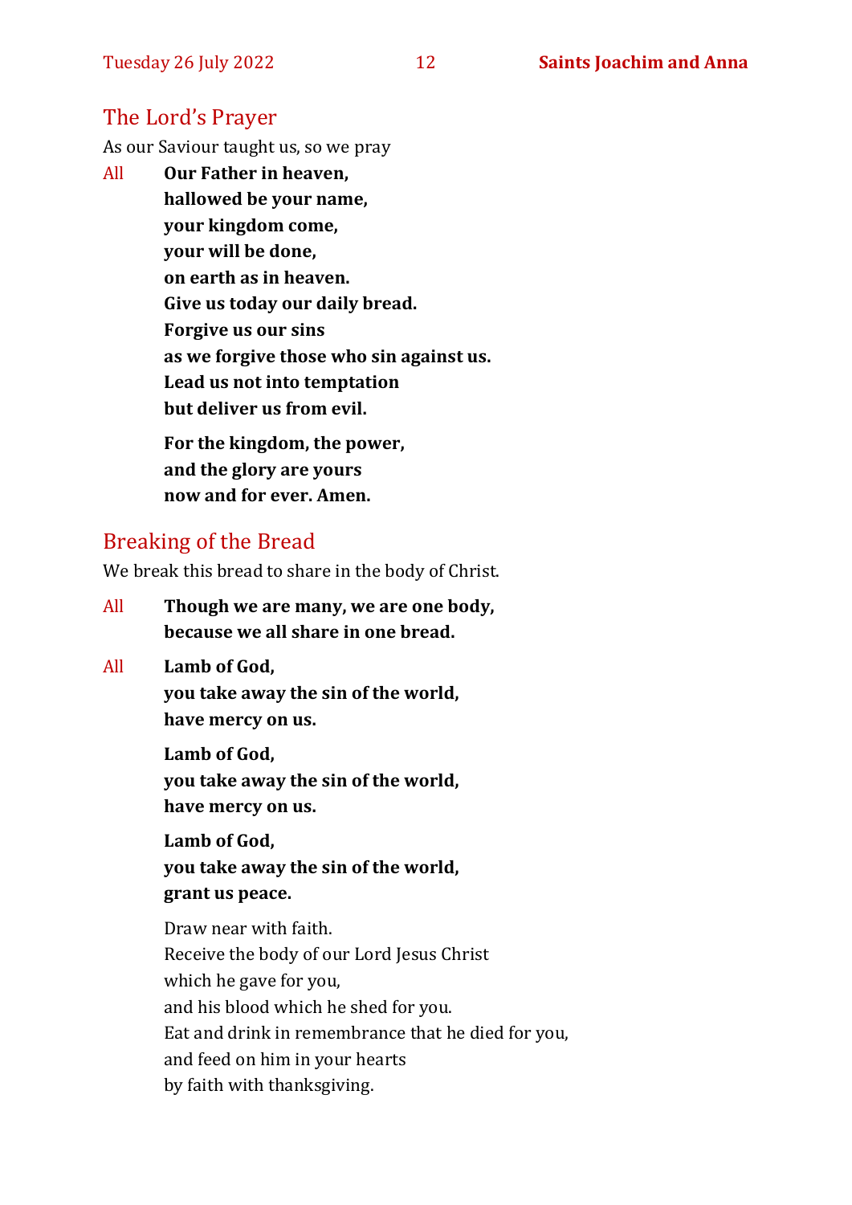## The Lord's Prayer

As our Saviour taught us, so we pray

All **Our Father in heaven,**
**hallowed be your name,**
**your kingdom come,**
**your will be done,**
**on earth as in heaven.**
**Give us today our daily bread.**
**Forgive us our sins**
**as we forgive those who sin against us.**
**Lead us not into temptation**
**but deliver us from evil.**

**For the kingdom, the power,**
**and the glory are yours**
**now and for ever. Amen.**

## Breaking of the Bread

We break this bread to share in the body of Christ.

All **Though we are many, we are one body,**
**because we all share in one bread.**

All **Lamb of God,**
**you take away the sin of the world,**
**have mercy on us.**

**Lamb of God,**
**you take away the sin of the world,**
**have mercy on us.**

**Lamb of God,**
**you take away the sin of the world,**
**grant us peace.**

Draw near with faith.
Receive the body of our Lord Jesus Christ
which he gave for you,
and his blood which he shed for you.
Eat and drink in remembrance that he died for you,
and feed on him in your hearts
by faith with thanksgiving.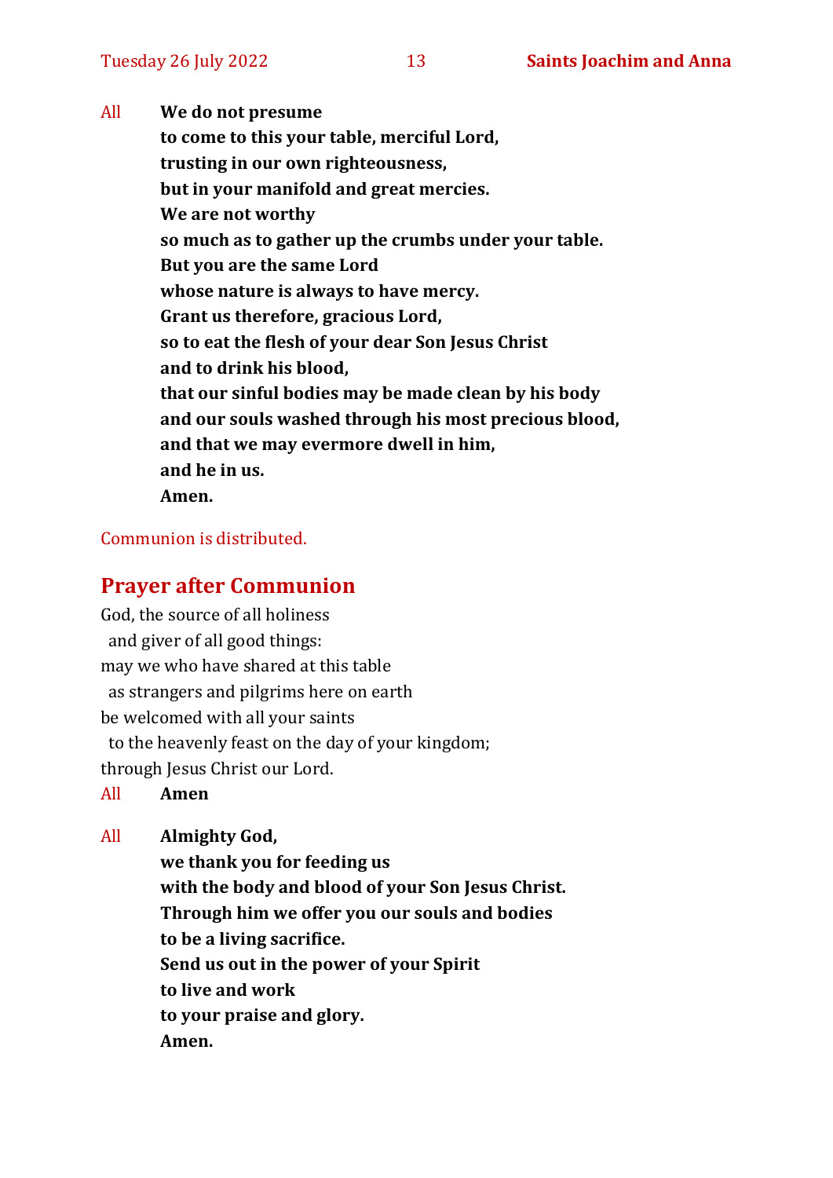All **We do not presume**
**to come to this your table, merciful Lord,**
**trusting in our own righteousness,**
**but in your manifold and great mercies.**
**We are not worthy**
**so much as to gather up the crumbs under your table.**
**But you are the same Lord**
**whose nature is always to have mercy.**
**Grant us therefore, gracious Lord,**
**so to eat the flesh of your dear Son Jesus Christ**
**and to drink his blood,**
**that our sinful bodies may be made clean by his body**
**and our souls washed through his most precious blood,**
**and that we may evermore dwell in him,**
**and he in us.**
**Amen.**

Communion is distributed.

## Prayer after Communion

God, the source of all holiness
  and giver of all good things:
may we who have shared at this table
  as strangers and pilgrims here on earth
be welcomed with all your saints
  to the heavenly feast on the day of your kingdom;
through Jesus Christ our Lord.

All **Amen**

All **Almighty God,**
**we thank you for feeding us**
**with the body and blood of your Son Jesus Christ.**
**Through him we offer you our souls and bodies**
**to be a living sacrifice.**
**Send us out in the power of your Spirit**
**to live and work**
**to your praise and glory.**
**Amen.**